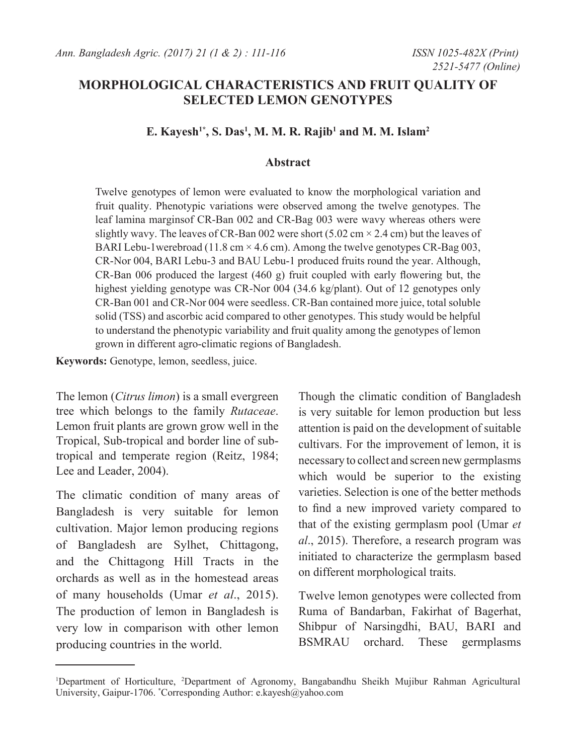# MORPHOLOGICAL CHARACTERISTICS AND FRUIT QUALITY OF SELECTED LEMON GENOTYPES

**E. Kayesh[1*], S. Das[1], M. M. R. Rajib[1] and M. M. Islam[2]**

## Abstract

Twelve genotypes of lemon were evaluated to know the morphological variation and fruit quality. Phenotypic variations were observed among the twelve genotypes. The leaf lamina marginsof CR-Ban 002 and CR-Bag 003 were wavy whereas others were slightly wavy. The leaves of CR-Ban 002 were short (5.02 cm × 2.4 cm) but the leaves of BARI Lebu-1werebroad (11.8 cm × 4.6 cm). Among the twelve genotypes CR-Bag 003, CR-Nor 004, BARI Lebu-3 and BAU Lebu-1 produced fruits round the year. Although, CR-Ban 006 produced the largest (460 g) fruit coupled with early flowering but, the highest yielding genotype was CR-Nor 004 (34.6 kg/plant). Out of 12 genotypes only CR-Ban 001 and CR-Nor 004 were seedless. CR-Ban contained more juice, total soluble solid (TSS) and ascorbic acid compared to other genotypes. This study would be helpful to understand the phenotypic variability and fruit quality among the genotypes of lemon grown in different agro-climatic regions of Bangladesh.

**Keywords:** Genotype, lemon, seedless, juice.

The lemon (*Citrus limon*) is a small evergreen tree which belongs to the family *Rutaceae*. Lemon fruit plants are grown grow well in the Tropical, Sub-tropical and border line of sub-tropical and temperate region (Reitz, 1984; Lee and Leader, 2004).

The climatic condition of many areas of Bangladesh is very suitable for lemon cultivation. Major lemon producing regions of Bangladesh are Sylhet, Chittagong, and the Chittagong Hill Tracts in the orchards as well as in the homestead areas of many households (Umar *et al*., 2015). The production of lemon in Bangladesh is very low in comparison with other lemon producing countries in the world.

Though the climatic condition of Bangladesh is very suitable for lemon production but less attention is paid on the development of suitable cultivars. For the improvement of lemon, it is necessary to collect and screen new germplasms which would be superior to the existing varieties. Selection is one of the better methods to find a new improved variety compared to that of the existing germplasm pool (Umar *et al*., 2015). Therefore, a research program was initiated to characterize the germplasm based on different morphological traits.

Twelve lemon genotypes were collected from Ruma of Bandarban, Fakirhat of Bagerhat, Shibpur of Narsingdhi, BAU, BARI and BSMRAU orchard. These germplasms

---

[1]Department of Horticulture, [2]Department of Agronomy, Bangabandhu Sheikh Mujibur Rahman Agricultural University, Gaipur-1706. [*]Corresponding Author: e.kayesh@yahoo.com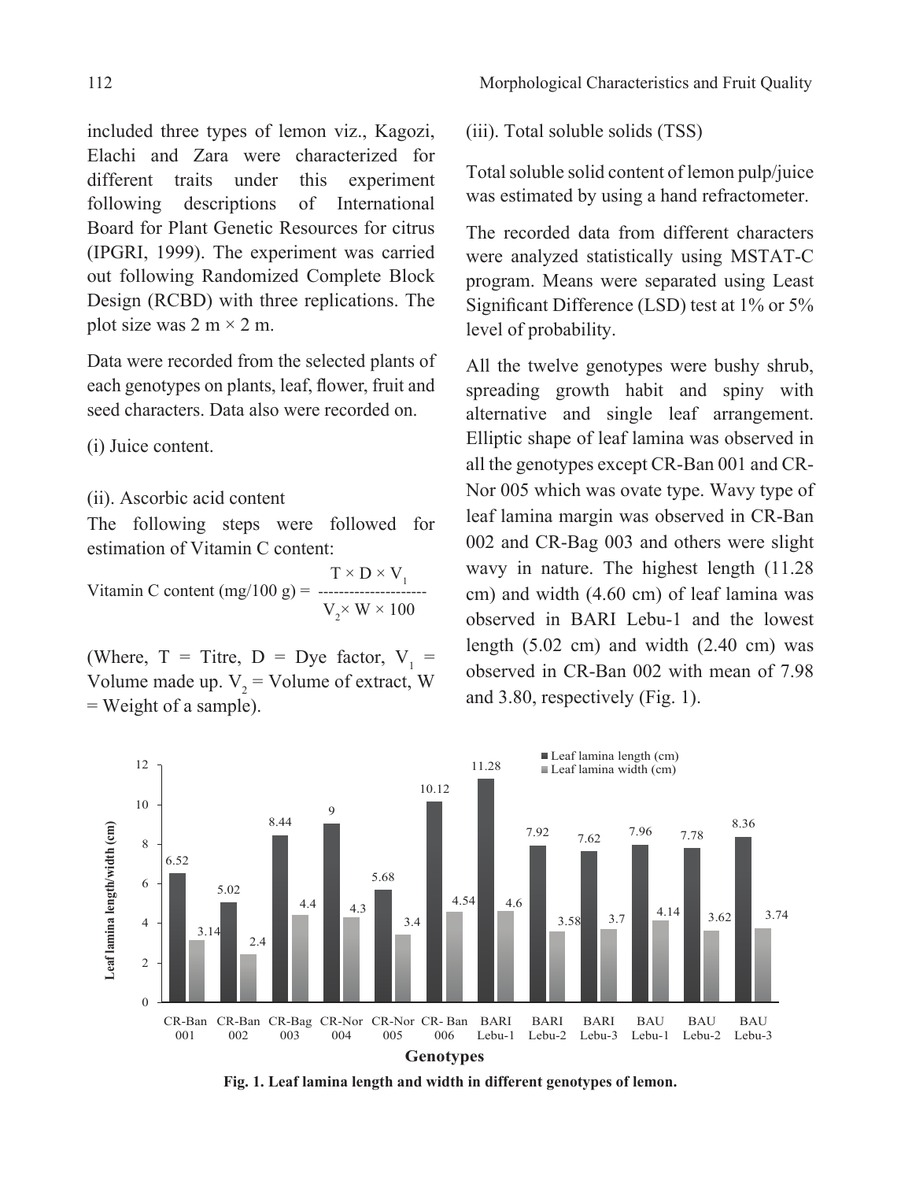included three types of lemon viz., Kagozi, Elachi and Zara were characterized for different traits under this experiment following descriptions of International Board for Plant Genetic Resources for citrus (IPGRI, 1999). The experiment was carried out following Randomized Complete Block Design (RCBD) with three replications. The plot size was 2 m × 2 m.

Data were recorded from the selected plants of each genotypes on plants, leaf, flower, fruit and seed characters. Data also were recorded on.

(i) Juice content.

(ii). Ascorbic acid content

The following steps were followed for estimation of Vitamin C content:

$$\text{Vitamin C content (mg/100 g)} = \frac{T \times D \times V_1}{V_2 \times W \times 100}$$

(Where, T = Titre, D = Dye factor, $V_1$ = Volume made up. $V_2$ = Volume of extract, W = Weight of a sample).

(iii). Total soluble solids (TSS)

Total soluble solid content of lemon pulp/juice was estimated by using a hand refractometer.

The recorded data from different characters were analyzed statistically using MSTAT-C program. Means were separated using Least Significant Difference (LSD) test at 1% or 5% level of probability.

All the twelve genotypes were bushy shrub, spreading growth habit and spiny with alternative and single leaf arrangement. Elliptic shape of leaf lamina was observed in all the genotypes except CR-Ban 001 and CR-Nor 005 which was ovate type. Wavy type of leaf lamina margin was observed in CR-Ban 002 and CR-Bag 003 and others were slight wavy in nature. The highest length (11.28 cm) and width (4.60 cm) of leaf lamina was observed in BARI Lebu-1 and the lowest length (5.02 cm) and width (2.40 cm) was observed in CR-Ban 002 with mean of 7.98 and 3.80, respectively (Fig. 1).

| Genotypes | Leaf lamina length (cm) | Leaf lamina width (cm) |
|---|---|---|
| CR-Ban 001 | 6.52 | 3.14 |
| CR-Ban 002 | 5.02 | 2.4 |
| CR-Bag 003 | 8.44 | 4.4 |
| CR-Nor 004 | 9 | 4.3 |
| CR-Nor 005 | 5.68 | 3.4 |
| CR- Ban 006 | 10.12 | 4.54 |
| BARI Lebu-1 | 11.28 | 4.6 |
| BARI Lebu-2 | 7.92 | 3.58 |
| BARI Lebu-3 | 7.62 | 3.7 |
| BAU Lebu-1 | 7.96 | 4.14 |
| BAU Lebu-2 | 7.78 | 3.62 |
| BAU Lebu-3 | 8.36 | 3.74 |

**Fig. 1. Leaf lamina length and width in different genotypes of lemon.**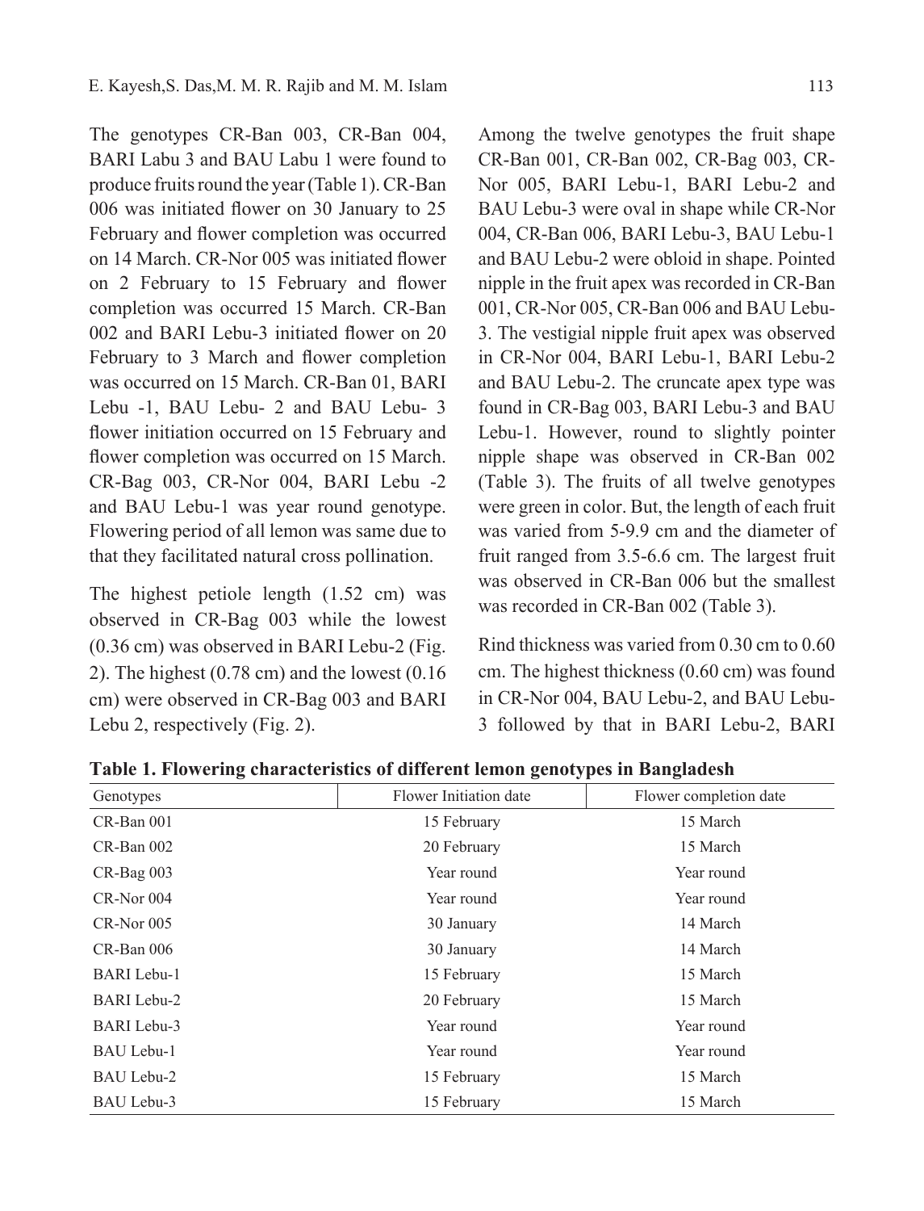The genotypes CR-Ban 003, CR-Ban 004, BARI Labu 3 and BAU Labu 1 were found to produce fruits round the year (Table 1). CR-Ban 006 was initiated flower on 30 January to 25 February and flower completion was occurred on 14 March. CR-Nor 005 was initiated flower on 2 February to 15 February and flower completion was occurred 15 March. CR-Ban 002 and BARI Lebu-3 initiated flower on 20 February to 3 March and flower completion was occurred on 15 March. CR-Ban 01, BARI Lebu -1, BAU Lebu- 2 and BAU Lebu- 3 flower initiation occurred on 15 February and flower completion was occurred on 15 March. CR-Bag 003, CR-Nor 004, BARI Lebu -2 and BAU Lebu-1 was year round genotype. Flowering period of all lemon was same due to that they facilitated natural cross pollination.

The highest petiole length (1.52 cm) was observed in CR-Bag 003 while the lowest (0.36 cm) was observed in BARI Lebu-2 (Fig. 2). The highest (0.78 cm) and the lowest (0.16 cm) were observed in CR-Bag 003 and BARI Lebu 2, respectively (Fig. 2).

Among the twelve genotypes the fruit shape CR-Ban 001, CR-Ban 002, CR-Bag 003, CR-Nor 005, BARI Lebu-1, BARI Lebu-2 and BAU Lebu-3 were oval in shape while CR-Nor 004, CR-Ban 006, BARI Lebu-3, BAU Lebu-1 and BAU Lebu-2 were obloid in shape. Pointed nipple in the fruit apex was recorded in CR-Ban 001, CR-Nor 005, CR-Ban 006 and BAU Lebu-3. The vestigial nipple fruit apex was observed in CR-Nor 004, BARI Lebu-1, BARI Lebu-2 and BAU Lebu-2. The cruncate apex type was found in CR-Bag 003, BARI Lebu-3 and BAU Lebu-1. However, round to slightly pointer nipple shape was observed in CR-Ban 002 (Table 3). The fruits of all twelve genotypes were green in color. But, the length of each fruit was varied from 5-9.9 cm and the diameter of fruit ranged from 3.5-6.6 cm. The largest fruit was observed in CR-Ban 006 but the smallest was recorded in CR-Ban 002 (Table 3).

Rind thickness was varied from 0.30 cm to 0.60 cm. The highest thickness (0.60 cm) was found in CR-Nor 004, BAU Lebu-2, and BAU Lebu-3 followed by that in BARI Lebu-2, BARI

**Table 1. Flowering characteristics of different lemon genotypes in Bangladesh**

| Genotypes | Flower Initiation date | Flower completion date |
|---|---|---|
| CR-Ban 001 | 15 February | 15 March |
| CR-Ban 002 | 20 February | 15 March |
| CR-Bag 003 | Year round | Year round |
| CR-Nor 004 | Year round | Year round |
| CR-Nor 005 | 30 January | 14 March |
| CR-Ban 006 | 30 January | 14 March |
| BARI Lebu-1 | 15 February | 15 March |
| BARI Lebu-2 | 20 February | 15 March |
| BARI Lebu-3 | Year round | Year round |
| BAU Lebu-1 | Year round | Year round |
| BAU Lebu-2 | 15 February | 15 March |
| BAU Lebu-3 | 15 February | 15 March |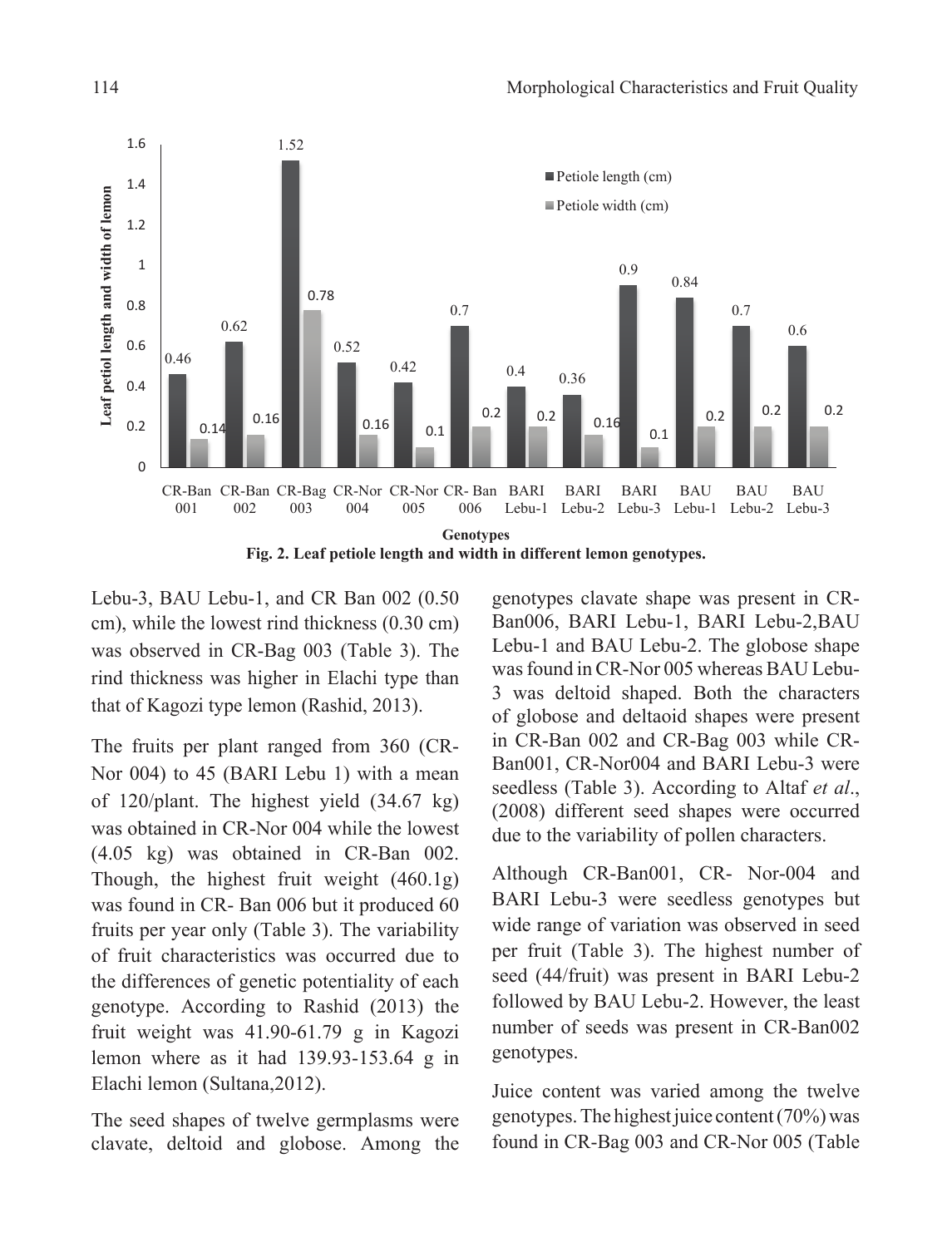**Fig. 2. Leaf petiole length and width in different lemon genotypes.**

Lebu-3, BAU Lebu-1, and CR Ban 002 (0.50 cm), while the lowest rind thickness (0.30 cm) was observed in CR-Bag 003 (Table 3). The rind thickness was higher in Elachi type than that of Kagozi type lemon (Rashid, 2013).

The fruits per plant ranged from 360 (CR-Nor 004) to 45 (BARI Lebu 1) with a mean of 120/plant. The highest yield (34.67 kg) was obtained in CR-Nor 004 while the lowest (4.05 kg) was obtained in CR-Ban 002. Though, the highest fruit weight (460.1g) was found in CR- Ban 006 but it produced 60 fruits per year only (Table 3). The variability of fruit characteristics was occurred due to the differences of genetic potentiality of each genotype. According to Rashid (2013) the fruit weight was 41.90-61.79 g in Kagozi lemon where as it had 139.93-153.64 g in Elachi lemon (Sultana,2012).

The seed shapes of twelve germplasms were clavate, deltoid and globose. Among the genotypes clavate shape was present in CR-Ban006, BARI Lebu-1, BARI Lebu-2,BAU Lebu-1 and BAU Lebu-2. The globose shape was found in CR-Nor 005 whereas BAU Lebu-3 was deltoid shaped. Both the characters of globose and deltaoid shapes were present in CR-Ban 002 and CR-Bag 003 while CR-Ban001, CR-Nor004 and BARI Lebu-3 were seedless (Table 3). According to Altaf *et al*., (2008) different seed shapes were occurred due to the variability of pollen characters.

Although CR-Ban001, CR- Nor-004 and BARI Lebu-3 were seedless genotypes but wide range of variation was observed in seed per fruit (Table 3). The highest number of seed (44/fruit) was present in BARI Lebu-2 followed by BAU Lebu-2. However, the least number of seeds was present in CR-Ban002 genotypes.

Juice content was varied among the twelve genotypes. The highest juice content (70%) was found in CR-Bag 003 and CR-Nor 005 (Table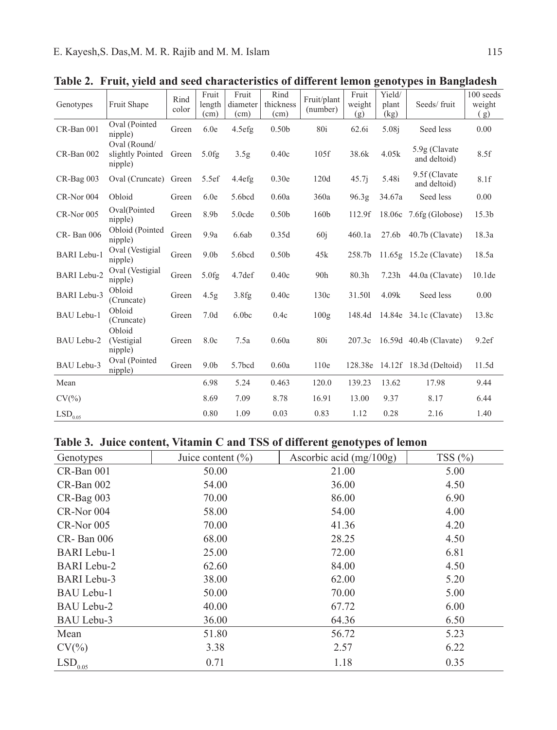**Table 2. Fruit, yield and seed characteristics of different lemon genotypes in Bangladesh**

| Genotypes | Fruit Shape | Rind color | Fruit length (cm) | Fruit diameter (cm) | Rind thickness (cm) | Fruit/plant (number) | Fruit weight (g) | Yield/ plant (kg) | Seeds/ fruit | 100 seeds weight ( g) |
|---|---|---|---|---|---|---|---|---|---|---|
| CR-Ban 001 | Oval (Pointed nipple) | Green | 6.0e | 4.5efg | 0.50b | 80i | 62.6i | 5.08j | Seed less | 0.00 |
| CR-Ban 002 | Oval (Round/ slightly Pointed nipple) | Green | 5.0fg | 3.5g | 0.40c | 105f | 38.6k | 4.05k | 5.9g (Clavate and deltoid) | 8.5f |
| CR-Bag 003 | Oval (Cruncate) | Green | 5.5ef | 4.4efg | 0.30e | 120d | 45.7j | 5.48i | 9.5f (Clavate and deltoid) | 8.1f |
| CR-Nor 004 | Obloid | Green | 6.0e | 5.6bcd | 0.60a | 360a | 96.3g | 34.67a | Seed less | 0.00 |
| CR-Nor 005 | Oval(Pointed nipple) | Green | 8.9b | 5.0cde | 0.50b | 160b | 112.9f | 18.06c | 7.6fg (Globose) | 15.3b |
| CR- Ban 006 | Obloid (Pointed nipple) | Green | 9.9a | 6.6ab | 0.35d | 60j | 460.1a | 27.6b | 40.7b (Clavate) | 18.3a |
| BARI Lebu-1 | Oval (Vestigial nipple) | Green | 9.0b | 5.6bcd | 0.50b | 45k | 258.7b | 11.65g | 15.2e (Clavate) | 18.5a |
| BARI Lebu-2 | Oval (Vestigial nipple) | Green | 5.0fg | 4.7def | 0.40c | 90h | 80.3h | 7.23h | 44.0a (Clavate) | 10.1de |
| BARI Lebu-3 | Obloid (Cruncate) | Green | 4.5g | 3.8fg | 0.40c | 130c | 31.50l | 4.09k | Seed less | 0.00 |
| BAU Lebu-1 | Obloid (Cruncate) | Green | 7.0d | 6.0bc | 0.4c | 100g | 148.4d | 14.84e | 34.1c (Clavate) | 13.8c |
| BAU Lebu-2 | Obloid (Vestigial nipple) | Green | 8.0c | 7.5a | 0.60a | 80i | 207.3c | 16.59d | 40.4b (Clavate) | 9.2ef |
| BAU Lebu-3 | Oval (Pointed nipple) | Green | 9.0b | 5.7bcd | 0.60a | 110e | 128.38e | 14.12f | 18.3d (Deltoid) | 11.5d |
| Mean | | | 6.98 | 5.24 | 0.463 | 120.0 | 139.23 | 13.62 | 17.98 | 9.44 |
| CV(%) | | | 8.69 | 7.09 | 8.78 | 16.91 | 13.00 | 9.37 | 8.17 | 6.44 |
| $LSD_{0.05}$ | | | 0.80 | 1.09 | 0.03 | 0.83 | 1.12 | 0.28 | 2.16 | 1.40 |

**Table 3. Juice content, Vitamin C and TSS of different genotypes of lemon**

| Genotypes | Juice content (%) | Ascorbic acid (mg/100g) | TSS (%) |
|---|---|---|---|
| CR-Ban 001 | 50.00 | 21.00 | 5.00 |
| CR-Ban 002 | 54.00 | 36.00 | 4.50 |
| CR-Bag 003 | 70.00 | 86.00 | 6.90 |
| CR-Nor 004 | 58.00 | 54.00 | 4.00 |
| CR-Nor 005 | 70.00 | 41.36 | 4.20 |
| CR- Ban 006 | 68.00 | 28.25 | 4.50 |
| BARI Lebu-1 | 25.00 | 72.00 | 6.81 |
| BARI Lebu-2 | 62.60 | 84.00 | 4.50 |
| BARI Lebu-3 | 38.00 | 62.00 | 5.20 |
| BAU Lebu-1 | 50.00 | 70.00 | 5.00 |
| BAU Lebu-2 | 40.00 | 67.72 | 6.00 |
| BAU Lebu-3 | 36.00 | 64.36 | 6.50 |
| Mean | 51.80 | 56.72 | 5.23 |
| CV(%) | 3.38 | 2.57 | 6.22 |
| $LSD_{0.05}$ | 0.71 | 1.18 | 0.35 |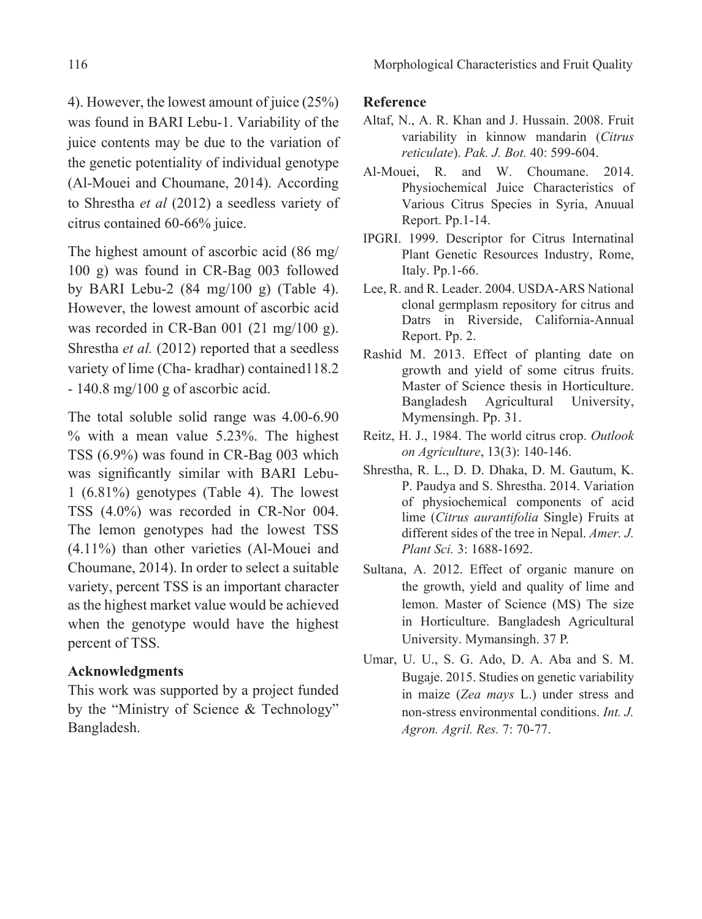4). However, the lowest amount of juice (25%) was found in BARI Lebu-1. Variability of the juice contents may be due to the variation of the genetic potentiality of individual genotype (Al-Mouei and Choumane, 2014). According to Shrestha *et al* (2012) a seedless variety of citrus contained 60-66% juice.

The highest amount of ascorbic acid (86 mg/100 g) was found in CR-Bag 003 followed by BARI Lebu-2 (84 mg/100 g) (Table 4). However, the lowest amount of ascorbic acid was recorded in CR-Ban 001 (21 mg/100 g). Shrestha *et al.* (2012) reported that a seedless variety of lime (Cha- kradhar) contained118.2 - 140.8 mg/100 g of ascorbic acid.

The total soluble solid range was 4.00-6.90 % with a mean value 5.23%. The highest TSS (6.9%) was found in CR-Bag 003 which was significantly similar with BARI Lebu-1 (6.81%) genotypes (Table 4). The lowest TSS (4.0%) was recorded in CR-Nor 004. The lemon genotypes had the lowest TSS (4.11%) than other varieties (Al-Mouei and Choumane, 2014). In order to select a suitable variety, percent TSS is an important character as the highest market value would be achieved when the genotype would have the highest percent of TSS.

## Acknowledgments

This work was supported by a project funded by the "Ministry of Science & Technology" Bangladesh.

## Reference

Altaf, N., A. R. Khan and J. Hussain. 2008. Fruit variability in kinnow mandarin (*Citrus reticulate*). *Pak. J. Bot.* 40: 599-604.

Al-Mouei, R. and W. Choumane. 2014. Physiochemical Juice Characteristics of Various Citrus Species in Syria, Anuual Report. Pp.1-14.

IPGRI. 1999. Descriptor for Citrus Internatinal Plant Genetic Resources Industry, Rome, Italy. Pp.1-66.

Lee, R. and R. Leader. 2004. USDA-ARS National clonal germplasm repository for citrus and Datrs in Riverside, California-Annual Report. Pp. 2.

Rashid M. 2013. Effect of planting date on growth and yield of some citrus fruits. Master of Science thesis in Horticulture. Bangladesh Agricultural University, Mymensingh. Pp. 31.

Reitz, H. J., 1984. The world citrus crop. *Outlook on Agriculture*, 13(3): 140-146.

Shrestha, R. L., D. D. Dhaka, D. M. Gautum, K. P. Paudya and S. Shrestha. 2014. Variation of physiochemical components of acid lime (*Citrus aurantifolia* Single) Fruits at different sides of the tree in Nepal. *Amer. J. Plant Sci.* 3: 1688-1692.

Sultana, A. 2012. Effect of organic manure on the growth, yield and quality of lime and lemon. Master of Science (MS) The size in Horticulture. Bangladesh Agricultural University. Mymansingh. 37 P.

Umar, U. U., S. G. Ado, D. A. Aba and S. M. Bugaje. 2015. Studies on genetic variability in maize (*Zea mays* L.) under stress and non-stress environmental conditions. *Int. J. Agron. Agril. Res.* 7: 70-77.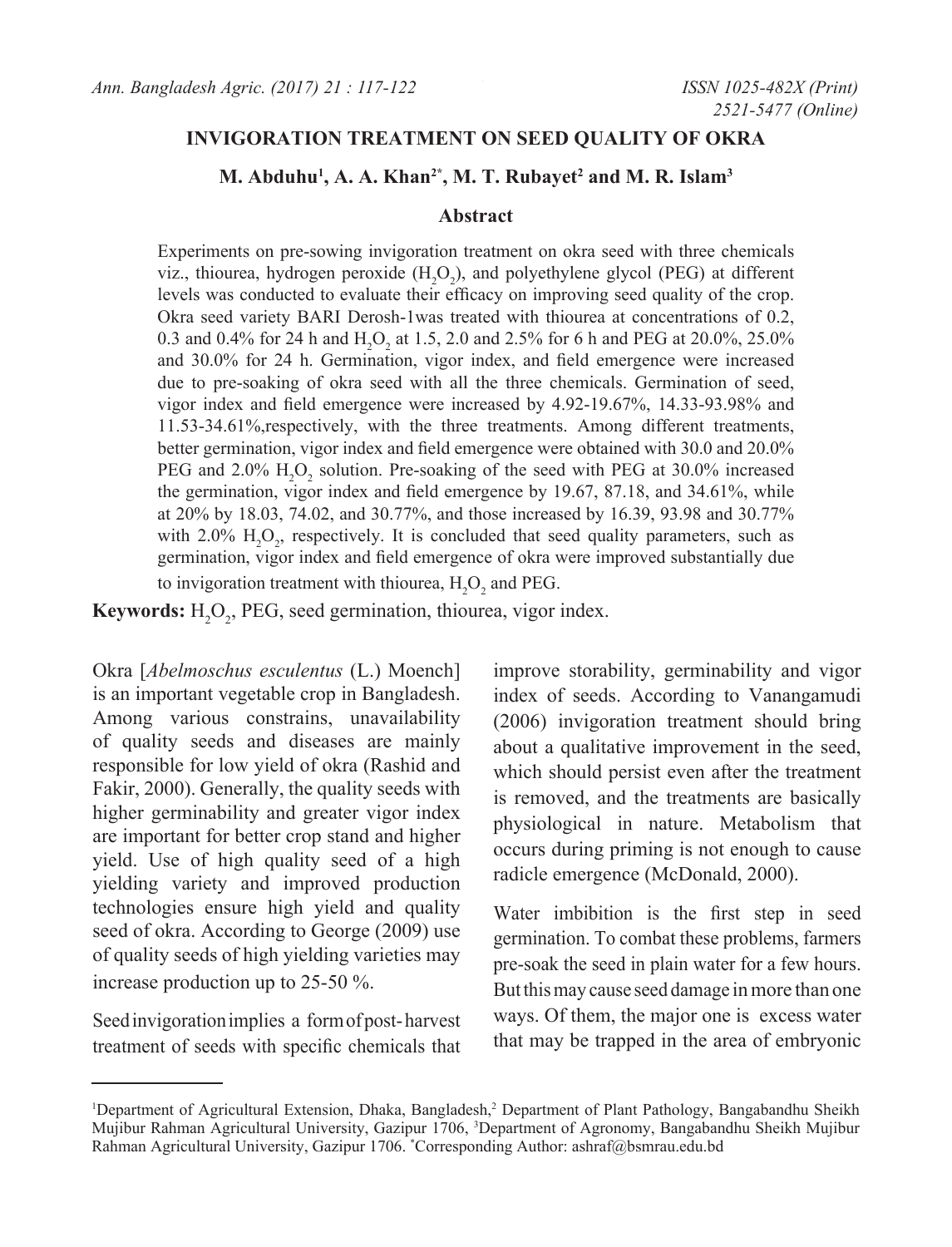INVIGORATION TREATMENT ON SEED QUALITY OF OKRA

M. Abduhu[1], A. A. Khan[2*], M. T. Rubayet[2] and M. R. Islam[3]

## Abstract

Experiments on pre-sowing invigoration treatment on okra seed with three chemicals viz., thiourea, hydrogen peroxide ($H_2O_2$), and polyethylene glycol (PEG) at different levels was conducted to evaluate their efficacy on improving seed quality of the crop. Okra seed variety BARI Derosh-1was treated with thiourea at concentrations of 0.2, 0.3 and 0.4% for 24 h and $H_2O_2$ at 1.5, 2.0 and 2.5% for 6 h and PEG at 20.0%, 25.0% and 30.0% for 24 h. Germination, vigor index, and field emergence were increased due to pre-soaking of okra seed with all the three chemicals. Germination of seed, vigor index and field emergence were increased by 4.92-19.67%, 14.33-93.98% and 11.53-34.61%,respectively, with the three treatments. Among different treatments, better germination, vigor index and field emergence were obtained with 30.0 and 20.0% PEG and 2.0% $H_2O_2$ solution. Pre-soaking of the seed with PEG at 30.0% increased the germination, vigor index and field emergence by 19.67, 87.18, and 34.61%, while at 20% by 18.03, 74.02, and 30.77%, and those increased by 16.39, 93.98 and 30.77% with 2.0% $H_2O_2$, respectively. It is concluded that seed quality parameters, such as germination, vigor index and field emergence of okra were improved substantially due to invigoration treatment with thiourea, $H_2O_2$ and PEG.

**Keywords:** $H_2O_2$, PEG, seed germination, thiourea, vigor index.

Okra [*Abelmoschus esculentus* (L.) Moench] is an important vegetable crop in Bangladesh. Among various constrains, unavailability of quality seeds and diseases are mainly responsible for low yield of okra (Rashid and Fakir, 2000). Generally, the quality seeds with higher germinability and greater vigor index are important for better crop stand and higher yield. Use of high quality seed of a high yielding variety and improved production technologies ensure high yield and quality seed of okra. According to George (2009) use of quality seeds of high yielding varieties may increase production up to 25-50 %.

Seed invigoration implies a form of post-harvest treatment of seeds with specific chemicals that improve storability, germinability and vigor index of seeds. According to Vanangamudi (2006) invigoration treatment should bring about a qualitative improvement in the seed, which should persist even after the treatment is removed, and the treatments are basically physiological in nature. Metabolism that occurs during priming is not enough to cause radicle emergence (McDonald, 2000).

Water imbibition is the first step in seed germination. To combat these problems, farmers pre-soak the seed in plain water for a few hours. But this may cause seed damage in more than one ways. Of them, the major one is excess water that may be trapped in the area of embryonic

[1]Department of Agricultural Extension, Dhaka, Bangladesh,[2] Department of Plant Pathology, Bangabandhu Sheikh Mujibur Rahman Agricultural University, Gazipur 1706, [3]Department of Agronomy, Bangabandhu Sheikh Mujibur Rahman Agricultural University, Gazipur 1706. *Corresponding Author: ashraf@bsmrau.edu.bd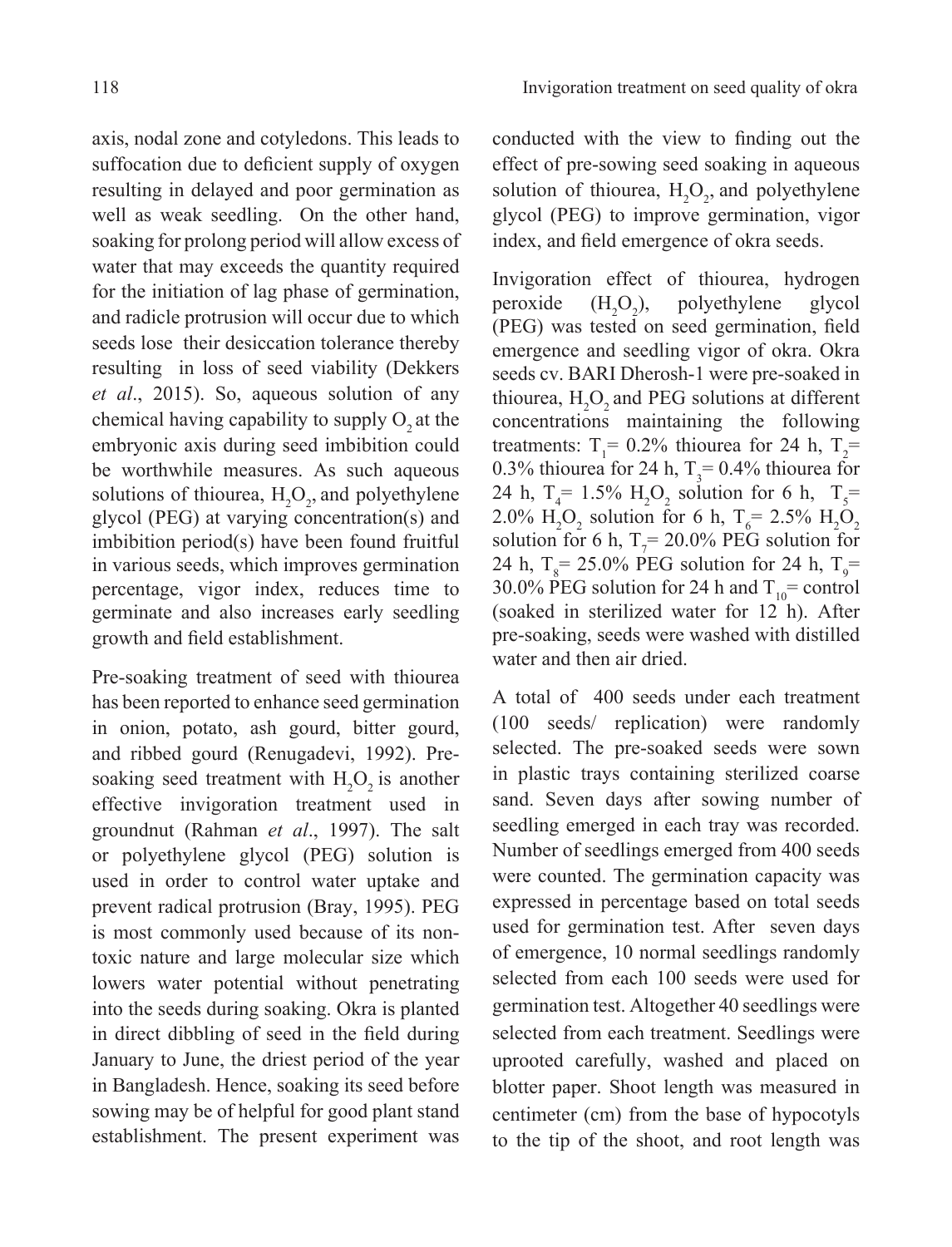axis, nodal zone and cotyledons. This leads to suffocation due to deficient supply of oxygen resulting in delayed and poor germination as well as weak seedling. On the other hand, soaking for prolong period will allow excess of water that may exceeds the quantity required for the initiation of lag phase of germination, and radicle protrusion will occur due to which seeds lose their desiccation tolerance thereby resulting in loss of seed viability (Dekkers *et al*., 2015). So, aqueous solution of any chemical having capability to supply $O_2$ at the embryonic axis during seed imbibition could be worthwhile measures. As such aqueous solutions of thiourea, $H_2O_2$, and polyethylene glycol (PEG) at varying concentration(s) and imbibition period(s) have been found fruitful in various seeds, which improves germination percentage, vigor index, reduces time to germinate and also increases early seedling growth and field establishment.

Pre-soaking treatment of seed with thiourea has been reported to enhance seed germination in onion, potato, ash gourd, bitter gourd, and ribbed gourd (Renugadevi, 1992). Pre-soaking seed treatment with $H_2O_2$ is another effective invigoration treatment used in groundnut (Rahman *et al*., 1997). The salt or polyethylene glycol (PEG) solution is used in order to control water uptake and prevent radical protrusion (Bray, 1995). PEG is most commonly used because of its non-toxic nature and large molecular size which lowers water potential without penetrating into the seeds during soaking. Okra is planted in direct dibbling of seed in the field during January to June, the driest period of the year in Bangladesh. Hence, soaking its seed before sowing may be of helpful for good plant stand establishment. The present experiment was conducted with the view to finding out the effect of pre-sowing seed soaking in aqueous solution of thiourea, $H_2O_2$, and polyethylene glycol (PEG) to improve germination, vigor index, and field emergence of okra seeds.

Invigoration effect of thiourea, hydrogen peroxide ($H_2O_2$), polyethylene glycol (PEG) was tested on seed germination, field emergence and seedling vigor of okra. Okra seeds cv. BARI Dherosh-1 were pre-soaked in thiourea, $H_2O_2$ and PEG solutions at different concentrations maintaining the following treatments: $T_1$= 0.2% thiourea for 24 h, $T_2$= 0.3% thiourea for 24 h, $T_3$= 0.4% thiourea for 24 h, $T_4$= 1.5% $H_2O_2$ solution for 6 h, $T_5$= 2.0% $H_2O_2$ solution for 6 h, $T_6$= 2.5% $H_2O_2$ solution for 6 h, $T_7$= 20.0% PEG solution for 24 h, $T_8$= 25.0% PEG solution for 24 h, $T_9$= 30.0% PEG solution for 24 h and $T_{10}$= control (soaked in sterilized water for 12 h). After pre-soaking, seeds were washed with distilled water and then air dried.

A total of 400 seeds under each treatment (100 seeds/ replication) were randomly selected. The pre-soaked seeds were sown in plastic trays containing sterilized coarse sand. Seven days after sowing number of seedling emerged in each tray was recorded. Number of seedlings emerged from 400 seeds were counted. The germination capacity was expressed in percentage based on total seeds used for germination test. After seven days of emergence, 10 normal seedlings randomly selected from each 100 seeds were used for germination test. Altogether 40 seedlings were selected from each treatment. Seedlings were uprooted carefully, washed and placed on blotter paper. Shoot length was measured in centimeter (cm) from the base of hypocotyls to the tip of the shoot, and root length was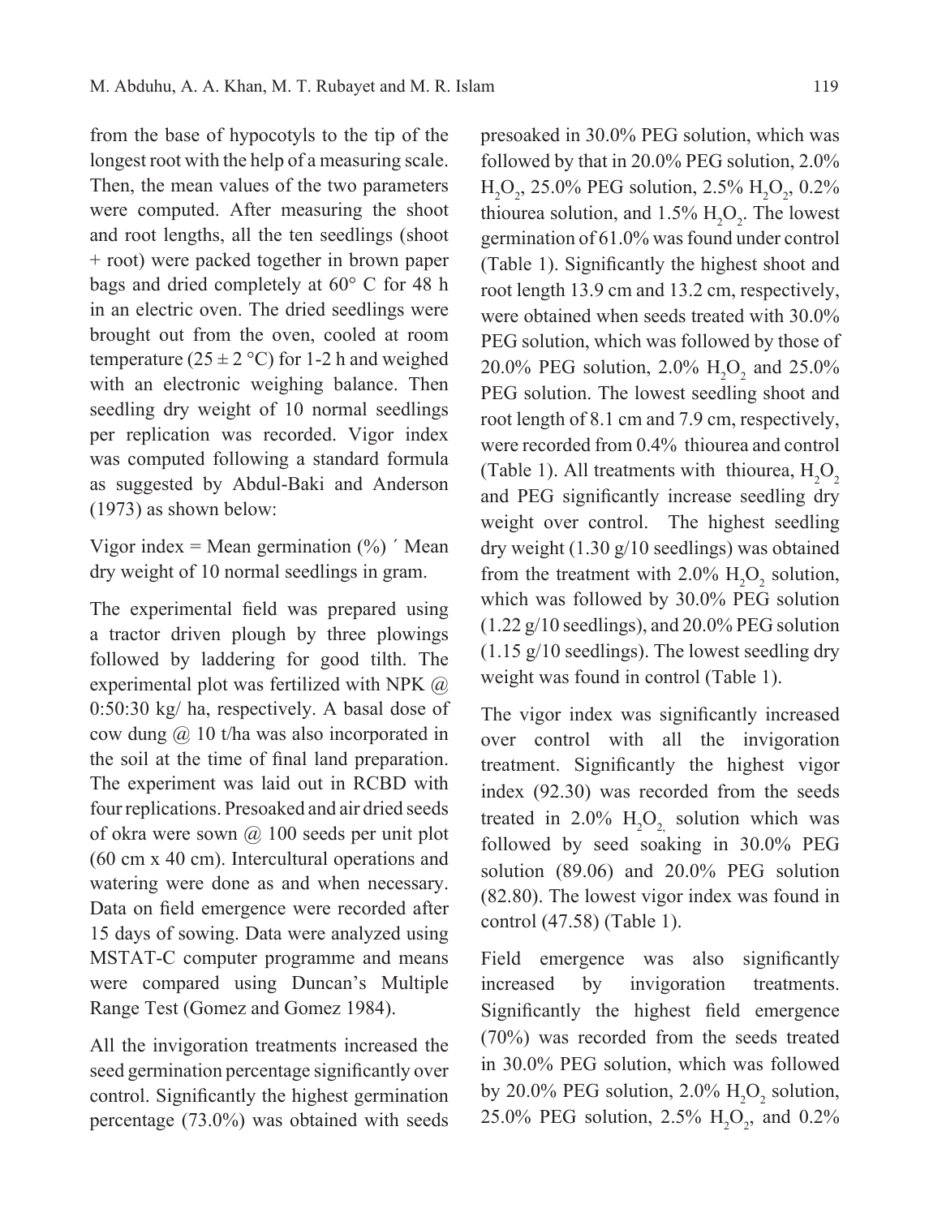from the base of hypocotyls to the tip of the longest root with the help of a measuring scale. Then, the mean values of the two parameters were computed. After measuring the shoot and root lengths, all the ten seedlings (shoot + root) were packed together in brown paper bags and dried completely at 60° C for 48 h in an electric oven. The dried seedlings were brought out from the oven, cooled at room temperature (25 ± 2 °C) for 1-2 h and weighed with an electronic weighing balance. Then seedling dry weight of 10 normal seedlings per replication was recorded. Vigor index was computed following a standard formula as suggested by Abdul-Baki and Anderson (1973) as shown below:

Vigor index = Mean germination (%) ´ Mean dry weight of 10 normal seedlings in gram.

The experimental field was prepared using a tractor driven plough by three plowings followed by laddering for good tilth. The experimental plot was fertilized with NPK @ 0:50:30 kg/ ha, respectively. A basal dose of cow dung @ 10 t/ha was also incorporated in the soil at the time of final land preparation. The experiment was laid out in RCBD with four replications. Presoaked and air dried seeds of okra were sown @ 100 seeds per unit plot (60 cm x 40 cm). Intercultural operations and watering were done as and when necessary. Data on field emergence were recorded after 15 days of sowing. Data were analyzed using MSTAT-C computer programme and means were compared using Duncan's Multiple Range Test (Gomez and Gomez 1984).

All the invigoration treatments increased the seed germination percentage significantly over control. Significantly the highest germination percentage (73.0%) was obtained with seeds presoaked in 30.0% PEG solution, which was followed by that in 20.0% PEG solution, 2.0% $H_2O_2$, 25.0% PEG solution, 2.5% $H_2O_2$, 0.2% thiourea solution, and 1.5% $H_2O_2$. The lowest germination of 61.0% was found under control (Table 1). Significantly the highest shoot and root length 13.9 cm and 13.2 cm, respectively, were obtained when seeds treated with 30.0% PEG solution, which was followed by those of 20.0% PEG solution, 2.0% $H_2O_2$ and 25.0% PEG solution. The lowest seedling shoot and root length of 8.1 cm and 7.9 cm, respectively, were recorded from 0.4% thiourea and control (Table 1). All treatments with thiourea, $H_2O_2$ and PEG significantly increase seedling dry weight over control. The highest seedling dry weight (1.30 g/10 seedlings) was obtained from the treatment with 2.0% $H_2O_2$ solution, which was followed by 30.0% PEG solution (1.22 g/10 seedlings), and 20.0% PEG solution (1.15 g/10 seedlings). The lowest seedling dry weight was found in control (Table 1).

The vigor index was significantly increased over control with all the invigoration treatment. Significantly the highest vigor index (92.30) was recorded from the seeds treated in 2.0% $H_2O_2$ solution which was followed by seed soaking in 30.0% PEG solution (89.06) and 20.0% PEG solution (82.80). The lowest vigor index was found in control (47.58) (Table 1).

Field emergence was also significantly increased by invigoration treatments. Significantly the highest field emergence (70%) was recorded from the seeds treated in 30.0% PEG solution, which was followed by 20.0% PEG solution, 2.0% $H_2O_2$ solution, 25.0% PEG solution, 2.5% $H_2O_2$, and 0.2%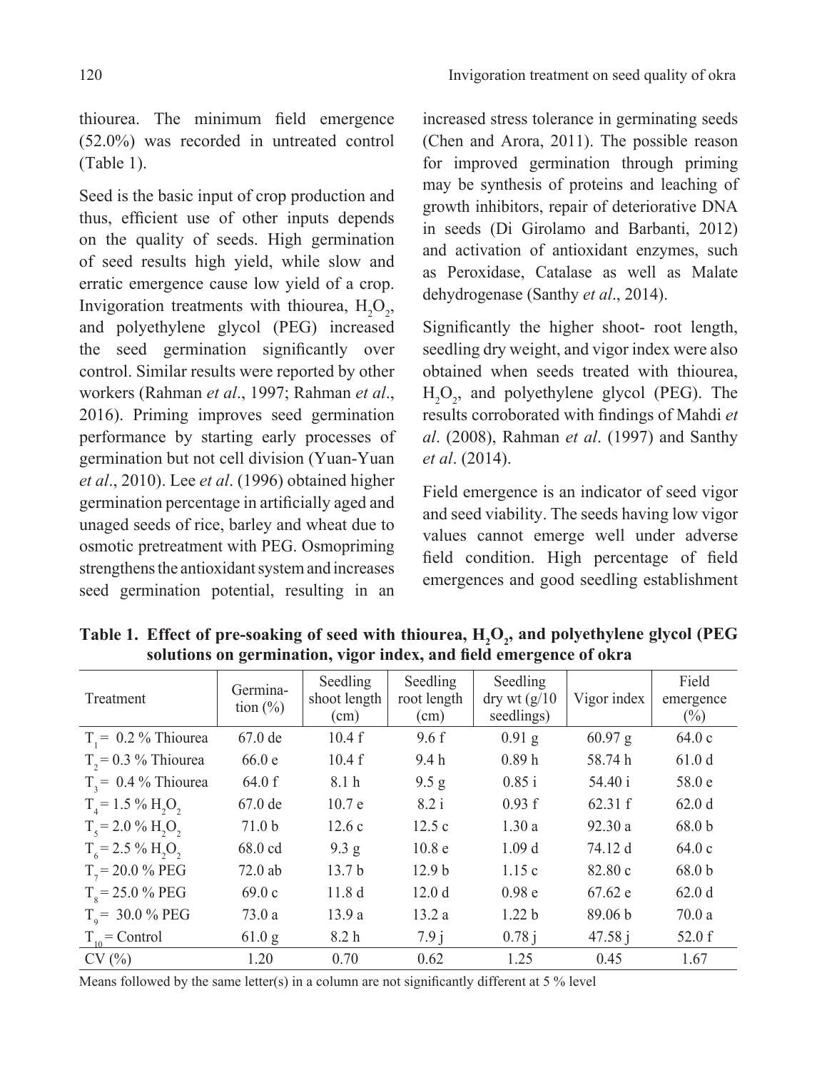thiourea. The minimum field emergence (52.0%) was recorded in untreated control (Table 1).

Seed is the basic input of crop production and thus, efficient use of other inputs depends on the quality of seeds. High germination of seed results high yield, while slow and erratic emergence cause low yield of a crop. Invigoration treatments with thiourea, $H_2O_2$, and polyethylene glycol (PEG) increased the seed germination significantly over control. Similar results were reported by other workers (Rahman *et al*., 1997; Rahman *et al*., 2016). Priming improves seed germination performance by starting early processes of germination but not cell division (Yuan-Yuan *et al*., 2010). Lee *et al*. (1996) obtained higher germination percentage in artificially aged and unaged seeds of rice, barley and wheat due to osmotic pretreatment with PEG. Osmopriming strengthens the antioxidant system and increases seed germination potential, resulting in an increased stress tolerance in germinating seeds (Chen and Arora, 2011). The possible reason for improved germination through priming may be synthesis of proteins and leaching of growth inhibitors, repair of deteriorative DNA in seeds (Di Girolamo and Barbanti, 2012) and activation of antioxidant enzymes, such as Peroxidase, Catalase as well as Malate dehydrogenase (Santhy *et al*., 2014).

Significantly the higher shoot- root length, seedling dry weight, and vigor index were also obtained when seeds treated with thiourea, $H_2O_2$, and polyethylene glycol (PEG). The results corroborated with findings of Mahdi *et al*. (2008), Rahman *et al*. (1997) and Santhy *et al*. (2014).

Field emergence is an indicator of seed vigor and seed viability. The seeds having low vigor values cannot emerge well under adverse field condition. High percentage of field emergences and good seedling establishment

**Table 1. Effect of pre-soaking of seed with thiourea, $H_2O_2$, and polyethylene glycol (PEG solutions on germination, vigor index, and field emergence of okra**

| Treatment | Germination (%) | Seedling shoot length (cm) | Seedling root length (cm) | Seedling dry wt (g/10 seedlings) | Vigor index | Field emergence (%) |
|---|---|---|---|---|---|---|
| $T_1$ = 0.2 % Thiourea | 67.0 de | 10.4 f | 9.6 f | 0.91 g | 60.97 g | 64.0 c |
| $T_2$ = 0.3 % Thiourea | 66.0 e | 10.4 f | 9.4 h | 0.89 h | 58.74 h | 61.0 d |
| $T_3$ = 0.4 % Thiourea | 64.0 f | 8.1 h | 9.5 g | 0.85 i | 54.40 i | 58.0 e |
| $T_4$ = 1.5 % $H_2O_2$ | 67.0 de | 10.7 e | 8.2 i | 0.93 f | 62.31 f | 62.0 d |
| $T_5$ = 2.0 % $H_2O_2$ | 71.0 b | 12.6 c | 12.5 c | 1.30 a | 92.30 a | 68.0 b |
| $T_6$ = 2.5 % $H_2O_2$ | 68.0 cd | 9.3 g | 10.8 e | 1.09 d | 74.12 d | 64.0 c |
| $T_7$ = 20.0 % PEG | 72.0 ab | 13.7 b | 12.9 b | 1.15 c | 82.80 c | 68.0 b |
| $T_8$ = 25.0 % PEG | 69.0 c | 11.8 d | 12.0 d | 0.98 e | 67.62 e | 62.0 d |
| $T_9$ = 30.0 % PEG | 73.0 a | 13.9 a | 13.2 a | 1.22 b | 89.06 b | 70.0 a |
| $T_{10}$ = Control | 61.0 g | 8.2 h | 7.9 j | 0.78 j | 47.58 j | 52.0 f |
| CV (%) | 1.20 | 0.70 | 0.62 | 1.25 | 0.45 | 1.67 |

Means followed by the same letter(s) in a column are not significantly different at 5 % level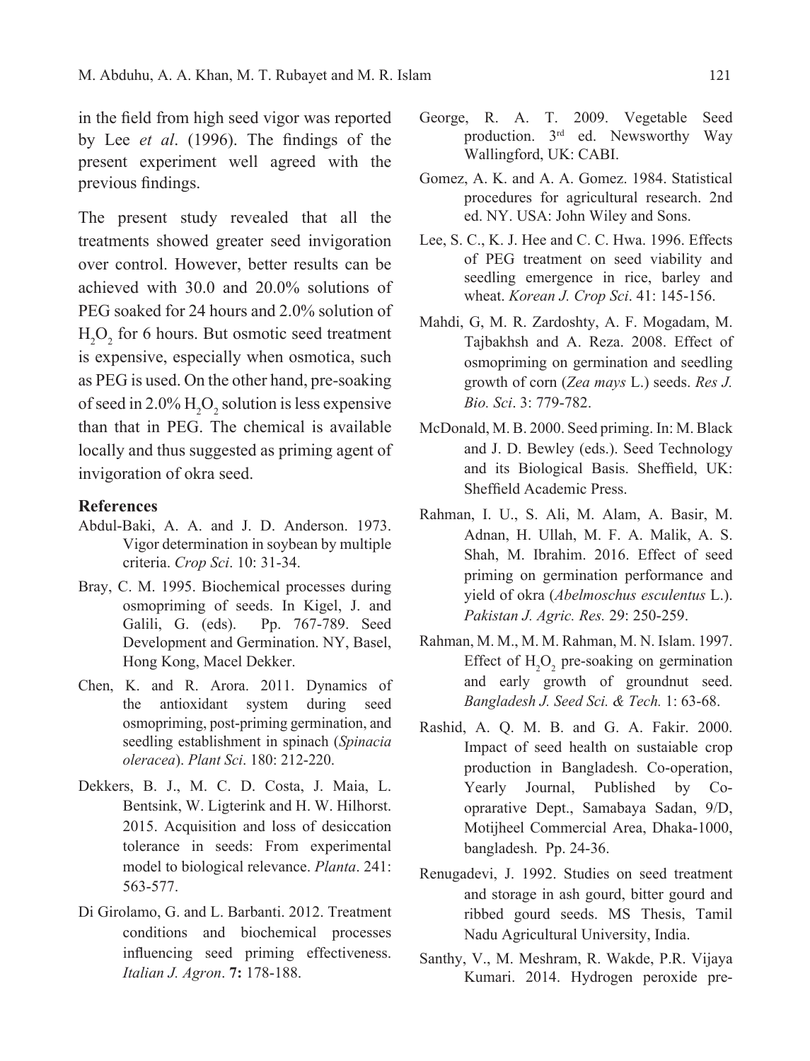in the field from high seed vigor was reported by Lee *et al*. (1996). The findings of the present experiment well agreed with the previous findings.

The present study revealed that all the treatments showed greater seed invigoration over control. However, better results can be achieved with 30.0 and 20.0% solutions of PEG soaked for 24 hours and 2.0% solution of $H_2O_2$ for 6 hours. But osmotic seed treatment is expensive, especially when osmotica, such as PEG is used. On the other hand, pre-soaking of seed in 2.0% $H_2O_2$ solution is less expensive than that in PEG. The chemical is available locally and thus suggested as priming agent of invigoration of okra seed.

## References

Abdul-Baki, A. A. and J. D. Anderson. 1973. Vigor determination in soybean by multiple criteria. *Crop Sci*. 10: 31-34.

Bray, C. M. 1995. Biochemical processes during osmopriming of seeds. In Kigel, J. and Galili, G. (eds). Pp. 767-789. Seed Development and Germination. NY, Basel, Hong Kong, Macel Dekker.

Chen, K. and R. Arora. 2011. Dynamics of the antioxidant system during seed osmopriming, post-priming germination, and seedling establishment in spinach (*Spinacia oleracea*). *Plant Sci*. 180: 212-220.

Dekkers, B. J., M. C. D. Costa, J. Maia, L. Bentsink, W. Ligterink and H. W. Hilhorst. 2015. Acquisition and loss of desiccation tolerance in seeds: From experimental model to biological relevance. *Planta*. 241: 563-577.

Di Girolamo, G. and L. Barbanti. 2012. Treatment conditions and biochemical processes influencing seed priming effectiveness. *Italian J. Agron*. **7:** 178-188.

George, R. A. T. 2009. Vegetable Seed production. 3rd ed. Newsworthy Way Wallingford, UK: CABI.

Gomez, A. K. and A. A. Gomez. 1984. Statistical procedures for agricultural research. 2nd ed. NY. USA: John Wiley and Sons.

Lee, S. C., K. J. Hee and C. C. Hwa. 1996. Effects of PEG treatment on seed viability and seedling emergence in rice, barley and wheat. *Korean J. Crop Sci*. 41: 145-156.

Mahdi, G, M. R. Zardoshty, A. F. Mogadam, M. Tajbakhsh and A. Reza. 2008. Effect of osmopriming on germination and seedling growth of corn (*Zea mays* L.) seeds. *Res J. Bio. Sci*. 3: 779-782.

McDonald, M. B. 2000. Seed priming. In: M. Black and J. D. Bewley (eds.). Seed Technology and its Biological Basis. Sheffield, UK: Sheffield Academic Press.

Rahman, I. U., S. Ali, M. Alam, A. Basir, M. Adnan, H. Ullah, M. F. A. Malik, A. S. Shah, M. Ibrahim. 2016. Effect of seed priming on germination performance and yield of okra (*Abelmoschus esculentus* L.). *Pakistan J. Agric. Res.* 29: 250-259.

Rahman, M. M., M. M. Rahman, M. N. Islam. 1997. Effect of $H_2O_2$ pre-soaking on germination and early growth of groundnut seed. *Bangladesh J. Seed Sci. & Tech.* 1: 63-68.

Rashid, A. Q. M. B. and G. A. Fakir. 2000. Impact of seed health on sustaiable crop production in Bangladesh. Co-operation, Yearly Journal, Published by Co-oprarative Dept., Samabaya Sadan, 9/D, Motijheel Commercial Area, Dhaka-1000, bangladesh. Pp. 24-36.

Renugadevi, J. 1992. Studies on seed treatment and storage in ash gourd, bitter gourd and ribbed gourd seeds. MS Thesis, Tamil Nadu Agricultural University, India.

Santhy, V., M. Meshram, R. Wakde, P.R. Vijaya Kumari. 2014. Hydrogen peroxide pre-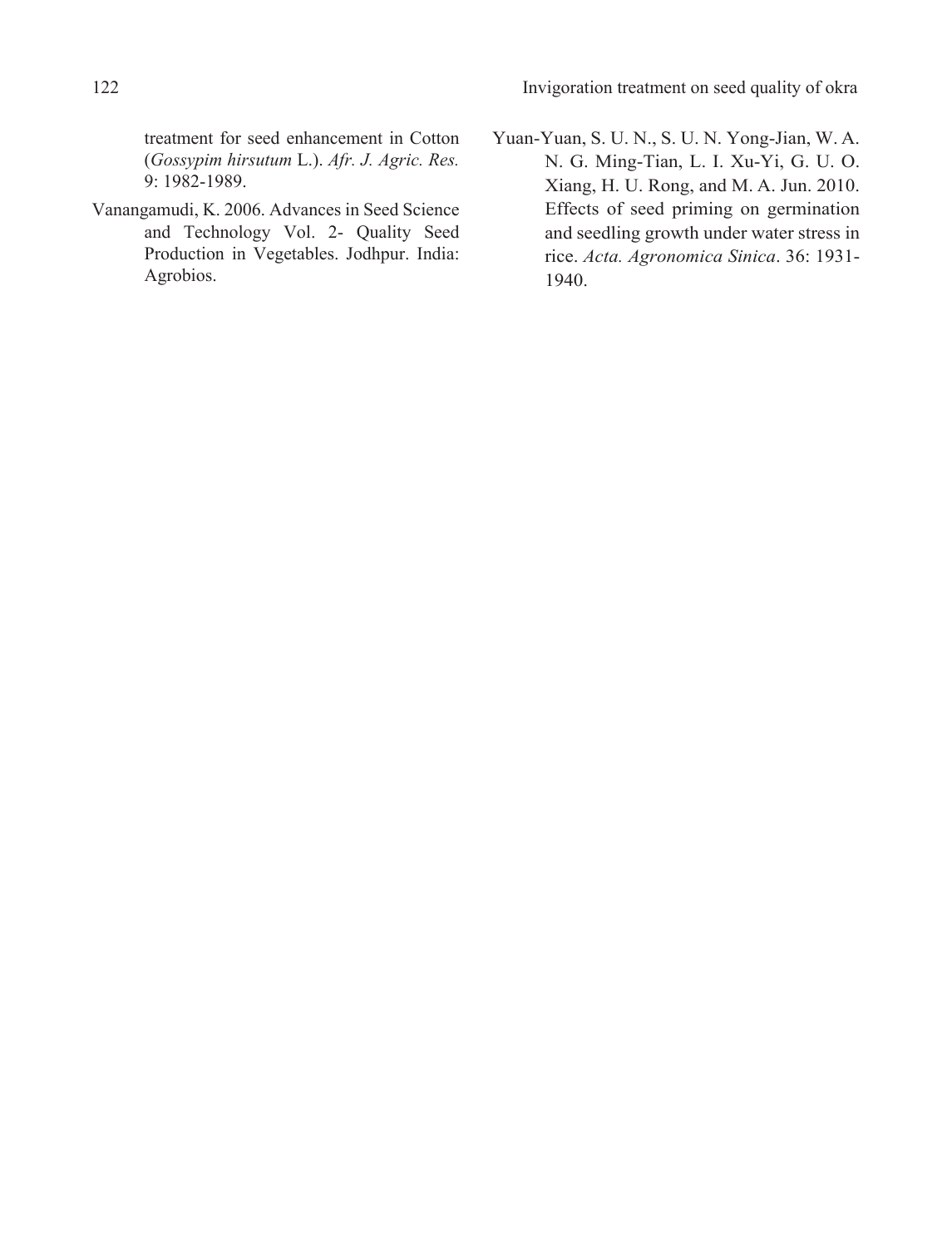treatment for seed enhancement in Cotton (*Gossypim hirsutum* L.). *Afr. J. Agric. Res.* 9: 1982-1989.

Vanangamudi, K. 2006. Advances in Seed Science and Technology Vol. 2- Quality Seed Production in Vegetables. Jodhpur. India: Agrobios.

Yuan-Yuan, S. U. N., S. U. N. Yong-Jian, W. A. N. G. Ming-Tian, L. I. Xu-Yi, G. U. O. Xiang, H. U. Rong, and M. A. Jun. 2010. Effects of seed priming on germination and seedling growth under water stress in rice. *Acta. Agronomica Sinica*. 36: 1931-1940.